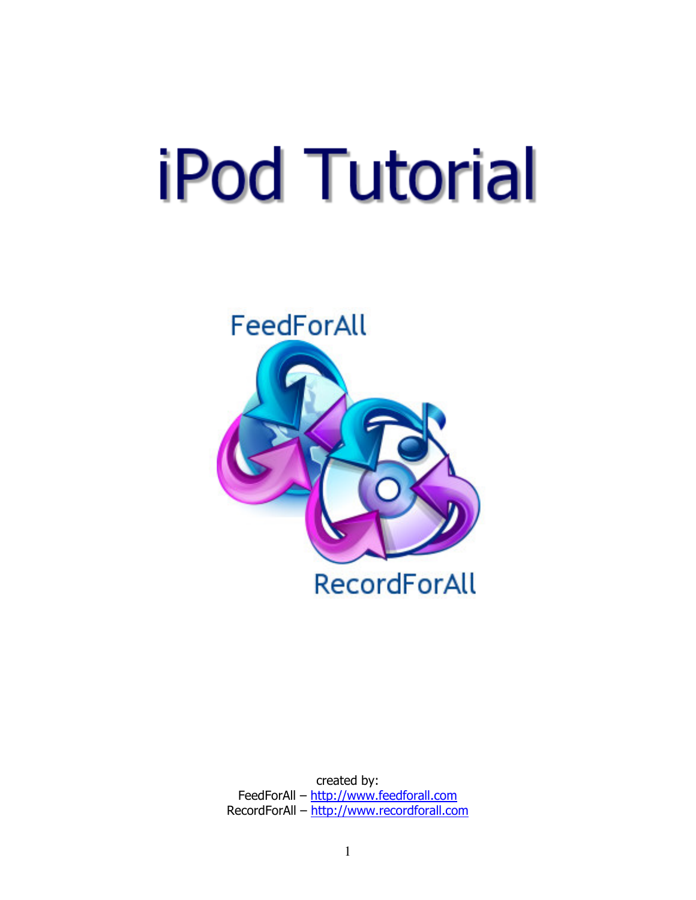# iPod Tutorial

FeedForAll

RecordForAll

created by:
FeedForAll – http://www.feedforall.com
RecordForAll – http://www.recordforall.com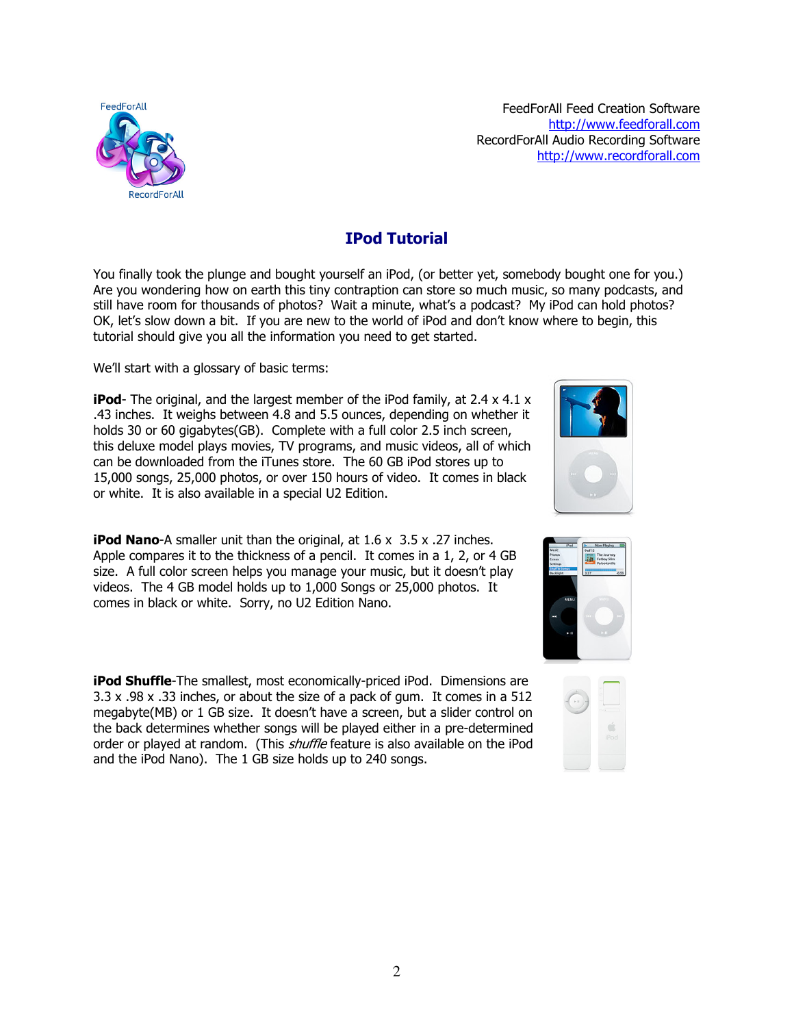FeedForAll Feed Creation Software
http://www.feedforall.com
RecordForAll Audio Recording Software
http://www.recordforall.com

# IPod Tutorial

You finally took the plunge and bought yourself an iPod, (or better yet, somebody bought one for you.) Are you wondering how on earth this tiny contraption can store so much music, so many podcasts, and still have room for thousands of photos? Wait a minute, what's a podcast? My iPod can hold photos? OK, let's slow down a bit. If you are new to the world of iPod and don't know where to begin, this tutorial should give you all the information you need to get started.

We'll start with a glossary of basic terms:

**iPod**- The original, and the largest member of the iPod family, at 2.4 x 4.1 x .43 inches. It weighs between 4.8 and 5.5 ounces, depending on whether it holds 30 or 60 gigabytes(GB). Complete with a full color 2.5 inch screen, this deluxe model plays movies, TV programs, and music videos, all of which can be downloaded from the iTunes store. The 60 GB iPod stores up to 15,000 songs, 25,000 photos, or over 150 hours of video. It comes in black or white. It is also available in a special U2 Edition.

**iPod Nano**-A smaller unit than the original, at 1.6 x 3.5 x .27 inches. Apple compares it to the thickness of a pencil. It comes in a 1, 2, or 4 GB size. A full color screen helps you manage your music, but it doesn't play videos. The 4 GB model holds up to 1,000 Songs or 25,000 photos. It comes in black or white. Sorry, no U2 Edition Nano.

**iPod Shuffle**-The smallest, most economically-priced iPod. Dimensions are 3.3 x .98 x .33 inches, or about the size of a pack of gum. It comes in a 512 megabyte(MB) or 1 GB size. It doesn't have a screen, but a slider control on the back determines whether songs will be played either in a pre-determined order or played at random. (This *shuffle* feature is also available on the iPod and the iPod Nano). The 1 GB size holds up to 240 songs.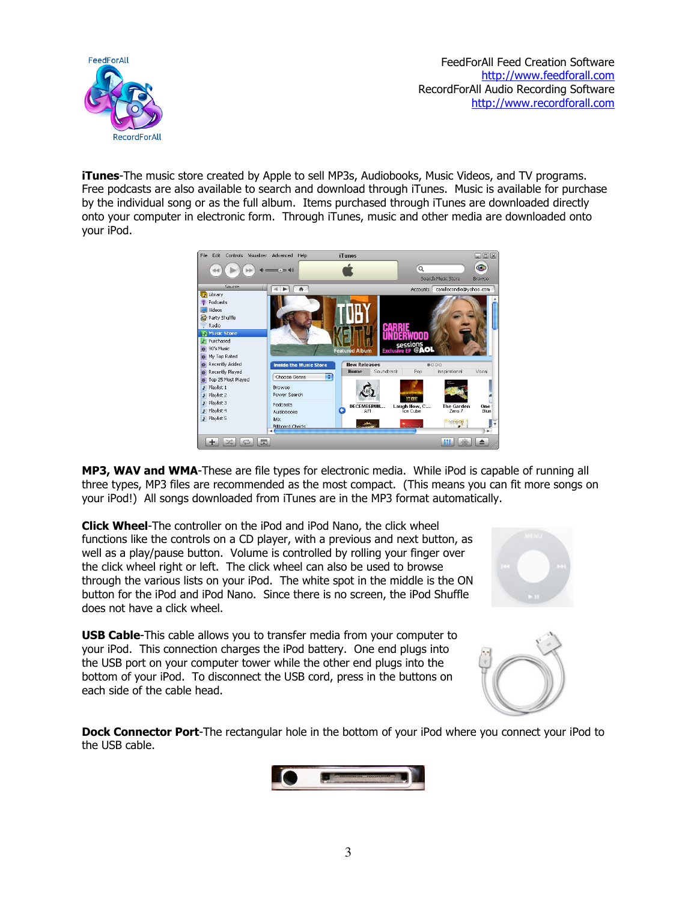**iTunes**-The music store created by Apple to sell MP3s, Audiobooks, Music Videos, and TV programs. Free podcasts are also available to search and download through iTunes. Music is available for purchase by the individual song or as the full album. Items purchased through iTunes are downloaded directly onto your computer in electronic form. Through iTunes, music and other media are downloaded onto your iPod.

**MP3, WAV and WMA**-These are file types for electronic media. While iPod is capable of running all three types, MP3 files are recommended as the most compact. (This means you can fit more songs on your iPod!) All songs downloaded from iTunes are in the MP3 format automatically.

**Click Wheel**-The controller on the iPod and iPod Nano, the click wheel functions like the controls on a CD player, with a previous and next button, as well as a play/pause button. Volume is controlled by rolling your finger over the click wheel right or left. The click wheel can also be used to browse through the various lists on your iPod. The white spot in the middle is the ON button for the iPod and iPod Nano. Since there is no screen, the iPod Shuffle does not have a click wheel.

**USB Cable**-This cable allows you to transfer media from your computer to your iPod. This connection charges the iPod battery. One end plugs into the USB port on your computer tower while the other end plugs into the bottom of your iPod. To disconnect the USB cord, press in the buttons on each side of the cable head.

**Dock Connector Port**-The rectangular hole in the bottom of your iPod where you connect your iPod to the USB cable.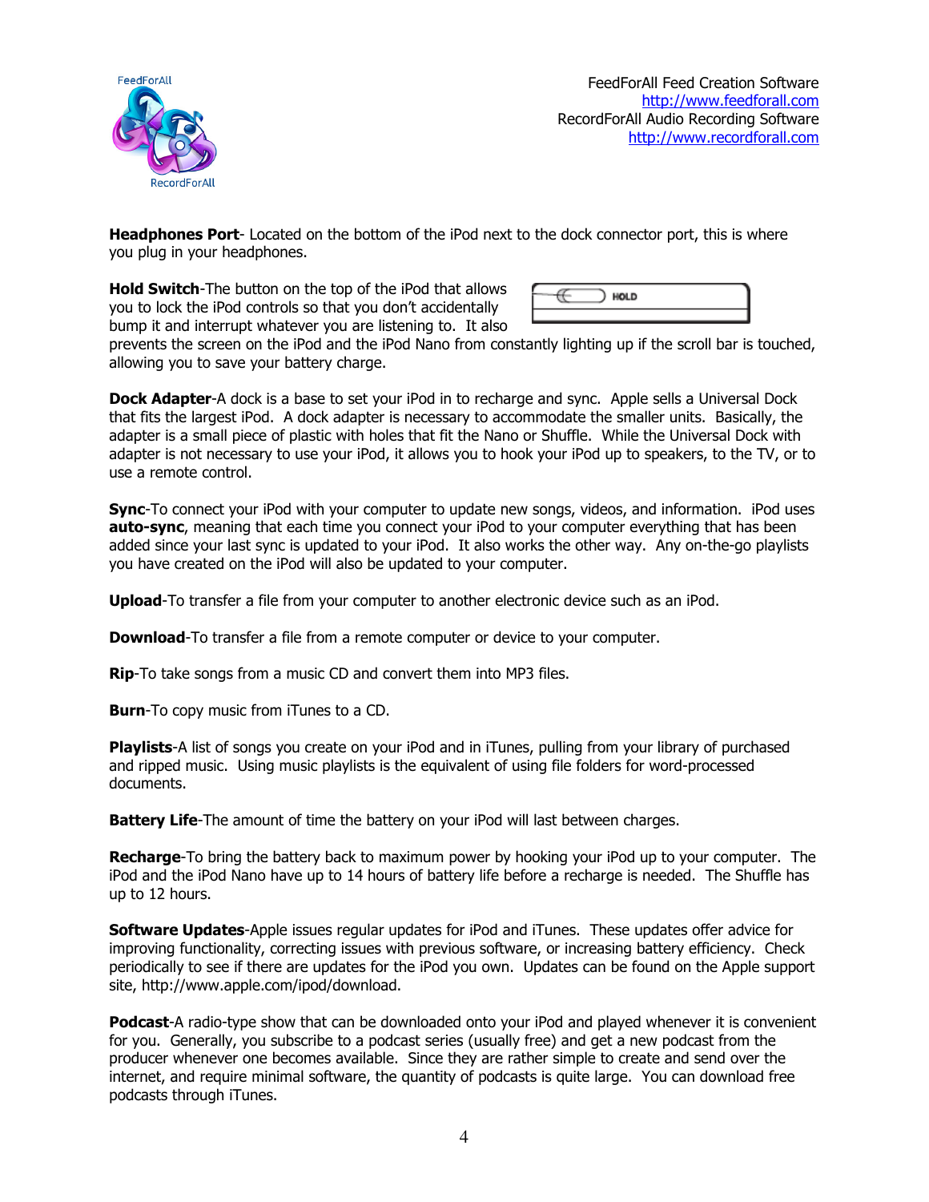**Headphones Port**- Located on the bottom of the iPod next to the dock connector port, this is where you plug in your headphones.

**Hold Switch**-The button on the top of the iPod that allows you to lock the iPod controls so that you don't accidentally bump it and interrupt whatever you are listening to. It also prevents the screen on the iPod and the iPod Nano from constantly lighting up if the scroll bar is touched, allowing you to save your battery charge.

**Dock Adapter**-A dock is a base to set your iPod in to recharge and sync. Apple sells a Universal Dock that fits the largest iPod. A dock adapter is necessary to accommodate the smaller units. Basically, the adapter is a small piece of plastic with holes that fit the Nano or Shuffle. While the Universal Dock with adapter is not necessary to use your iPod, it allows you to hook your iPod up to speakers, to the TV, or to use a remote control.

**Sync**-To connect your iPod with your computer to update new songs, videos, and information. iPod uses **auto-sync**, meaning that each time you connect your iPod to your computer everything that has been added since your last sync is updated to your iPod. It also works the other way. Any on-the-go playlists you have created on the iPod will also be updated to your computer.

**Upload**-To transfer a file from your computer to another electronic device such as an iPod.

**Download**-To transfer a file from a remote computer or device to your computer.

**Rip**-To take songs from a music CD and convert them into MP3 files.

**Burn**-To copy music from iTunes to a CD.

**Playlists**-A list of songs you create on your iPod and in iTunes, pulling from your library of purchased and ripped music. Using music playlists is the equivalent of using file folders for word-processed documents.

**Battery Life**-The amount of time the battery on your iPod will last between charges.

**Recharge**-To bring the battery back to maximum power by hooking your iPod up to your computer. The iPod and the iPod Nano have up to 14 hours of battery life before a recharge is needed. The Shuffle has up to 12 hours.

**Software Updates**-Apple issues regular updates for iPod and iTunes. These updates offer advice for improving functionality, correcting issues with previous software, or increasing battery efficiency. Check periodically to see if there are updates for the iPod you own. Updates can be found on the Apple support site, http://www.apple.com/ipod/download.

**Podcast**-A radio-type show that can be downloaded onto your iPod and played whenever it is convenient for you. Generally, you subscribe to a podcast series (usually free) and get a new podcast from the producer whenever one becomes available. Since they are rather simple to create and send over the internet, and require minimal software, the quantity of podcasts is quite large. You can download free podcasts through iTunes.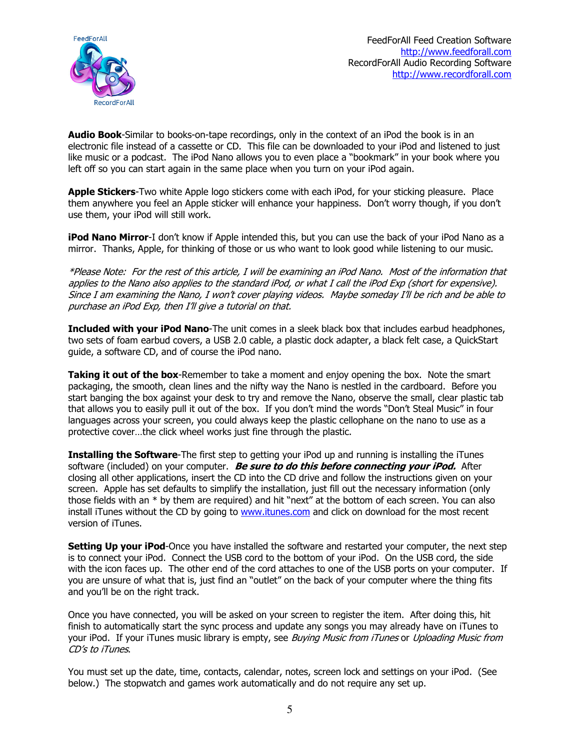**Audio Book**-Similar to books-on-tape recordings, only in the context of an iPod the book is in an electronic file instead of a cassette or CD. This file can be downloaded to your iPod and listened to just like music or a podcast. The iPod Nano allows you to even place a "bookmark" in your book where you left off so you can start again in the same place when you turn on your iPod again.

**Apple Stickers**-Two white Apple logo stickers come with each iPod, for your sticking pleasure. Place them anywhere you feel an Apple sticker will enhance your happiness. Don't worry though, if you don't use them, your iPod will still work.

**iPod Nano Mirror**-I don't know if Apple intended this, but you can use the back of your iPod Nano as a mirror. Thanks, Apple, for thinking of those or us who want to look good while listening to our music.

*\*Please Note: For the rest of this article, I will be examining an iPod Nano. Most of the information that applies to the Nano also applies to the standard iPod, or what I call the iPod Exp (short for expensive). Since I am examining the Nano, I won't cover playing videos. Maybe someday I'll be rich and be able to purchase an iPod Exp, then I'll give a tutorial on that.*

**Included with your iPod Nano**-The unit comes in a sleek black box that includes earbud headphones, two sets of foam earbud covers, a USB 2.0 cable, a plastic dock adapter, a black felt case, a QuickStart guide, a software CD, and of course the iPod nano.

**Taking it out of the box**-Remember to take a moment and enjoy opening the box. Note the smart packaging, the smooth, clean lines and the nifty way the Nano is nestled in the cardboard. Before you start banging the box against your desk to try and remove the Nano, observe the small, clear plastic tab that allows you to easily pull it out of the box. If you don't mind the words "Don't Steal Music" in four languages across your screen, you could always keep the plastic cellophane on the nano to use as a protective cover…the click wheel works just fine through the plastic.

**Installing the Software**-The first step to getting your iPod up and running is installing the iTunes software (included) on your computer. ***Be sure to do this before connecting your iPod.*** After closing all other applications, insert the CD into the CD drive and follow the instructions given on your screen. Apple has set defaults to simplify the installation, just fill out the necessary information (only those fields with an * by them are required) and hit "next" at the bottom of each screen. You can also install iTunes without the CD by going to www.itunes.com and click on download for the most recent version of iTunes.

**Setting Up your iPod**-Once you have installed the software and restarted your computer, the next step is to connect your iPod. Connect the USB cord to the bottom of your iPod. On the USB cord, the side with the icon faces up. The other end of the cord attaches to one of the USB ports on your computer. If you are unsure of what that is, just find an "outlet" on the back of your computer where the thing fits and you'll be on the right track.

Once you have connected, you will be asked on your screen to register the item. After doing this, hit finish to automatically start the sync process and update any songs you may already have on iTunes to your iPod. If your iTunes music library is empty, see *Buying Music from iTunes* or *Uploading Music from CD's to iTunes*.

You must set up the date, time, contacts, calendar, notes, screen lock and settings on your iPod. (See below.) The stopwatch and games work automatically and do not require any set up.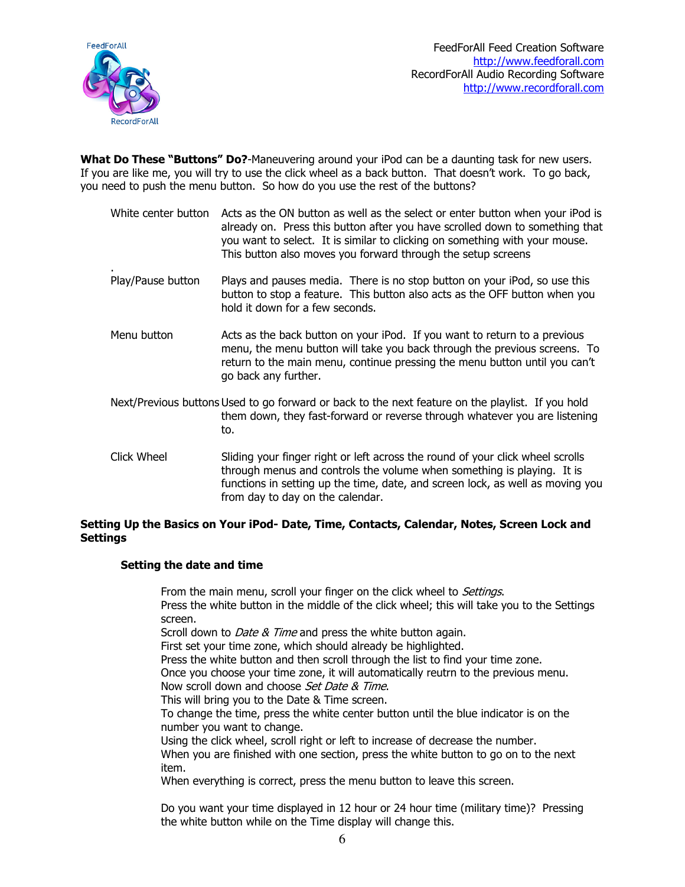**What Do These "Buttons" Do?**-Maneuvering around your iPod can be a daunting task for new users. If you are like me, you will try to use the click wheel as a back button. That doesn't work. To go back, you need to push the menu button. So how do you use the rest of the buttons?

| | |
|---|---|
| White center button | Acts as the ON button as well as the select or enter button when your iPod is already on. Press this button after you have scrolled down to something that you want to select. It is similar to clicking on something with your mouse. This button also moves you forward through the setup screens |
| Play/Pause button | Plays and pauses media. There is no stop button on your iPod, so use this button to stop a feature. This button also acts as the OFF button when you hold it down for a few seconds. |
| Menu button | Acts as the back button on your iPod. If you want to return to a previous menu, the menu button will take you back through the previous screens. To return to the main menu, continue pressing the menu button until you can't go back any further. |
| Next/Previous buttons | Used to go forward or back to the next feature on the playlist. If you hold them down, they fast-forward or reverse through whatever you are listening to. |
| Click Wheel | Sliding your finger right or left across the round of your click wheel scrolls through menus and controls the volume when something is playing. It is functions in setting up the time, date, and screen lock, as well as moving you from day to day on the calendar. |

## Setting Up the Basics on Your iPod- Date, Time, Contacts, Calendar, Notes, Screen Lock and Settings

### Setting the date and time

From the main menu, scroll your finger on the click wheel to *Settings*.
Press the white button in the middle of the click wheel; this will take you to the Settings screen.
Scroll down to *Date & Time* and press the white button again.
First set your time zone, which should already be highlighted.
Press the white button and then scroll through the list to find your time zone.
Once you choose your time zone, it will automatically reutrn to the previous menu.
Now scroll down and choose *Set Date & Time*.
This will bring you to the Date & Time screen.
To change the time, press the white center button until the blue indicator is on the number you want to change.
Using the click wheel, scroll right or left to increase of decrease the number.
When you are finished with one section, press the white button to go on to the next item.
When everything is correct, press the menu button to leave this screen.

Do you want your time displayed in 12 hour or 24 hour time (military time)? Pressing the white button while on the Time display will change this.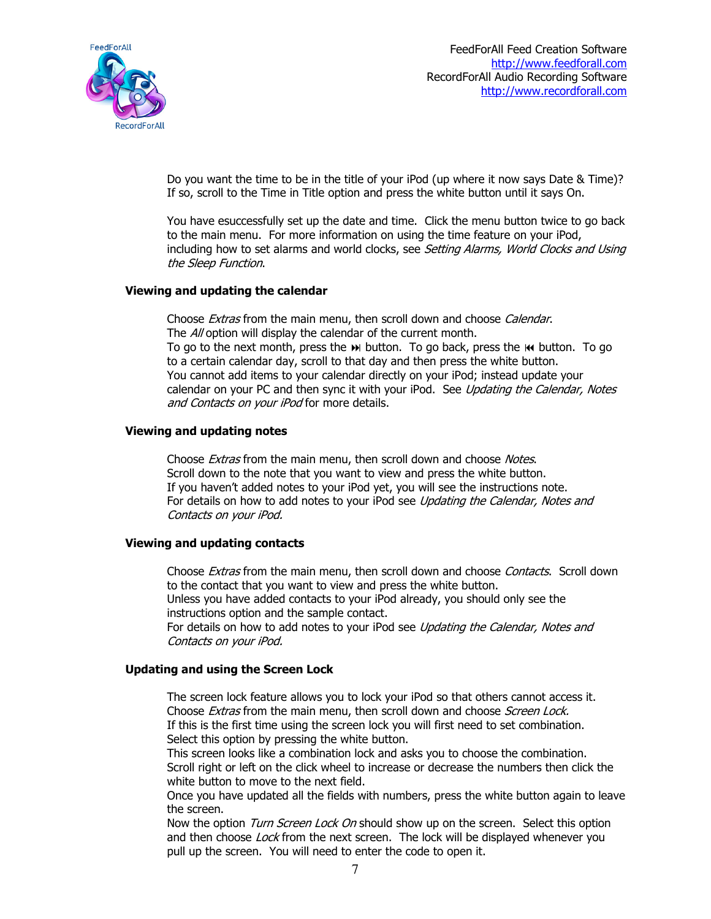Do you want the time to be in the title of your iPod (up where it now says Date & Time)? If so, scroll to the Time in Title option and press the white button until it says On.

You have esuccessfully set up the date and time. Click the menu button twice to go back to the main menu. For more information on using the time feature on your iPod, including how to set alarms and world clocks, see *Setting Alarms, World Clocks and Using the Sleep Function*.

**Viewing and updating the calendar**

Choose *Extras* from the main menu, then scroll down and choose *Calendar*.
The *All* option will display the calendar of the current month.
To go to the next month, press the ⏭ button. To go back, press the ⏮ button. To go to a certain calendar day, scroll to that day and then press the white button.
You cannot add items to your calendar directly on your iPod; instead update your calendar on your PC and then sync it with your iPod. See *Updating the Calendar, Notes and Contacts on your iPod* for more details.

**Viewing and updating notes**

Choose *Extras* from the main menu, then scroll down and choose *Notes*.
Scroll down to the note that you want to view and press the white button.
If you haven't added notes to your iPod yet, you will see the instructions note.
For details on how to add notes to your iPod see *Updating the Calendar, Notes and Contacts on your iPod.*

**Viewing and updating contacts**

Choose *Extras* from the main menu, then scroll down and choose *Contacts*. Scroll down to the contact that you want to view and press the white button.
Unless you have added contacts to your iPod already, you should only see the instructions option and the sample contact.
For details on how to add notes to your iPod see *Updating the Calendar, Notes and Contacts on your iPod.*

**Updating and using the Screen Lock**

The screen lock feature allows you to lock your iPod so that others cannot access it.
Choose *Extras* from the main menu, then scroll down and choose *Screen Lock.*
If this is the first time using the screen lock you will first need to set combination.
Select this option by pressing the white button.
This screen looks like a combination lock and asks you to choose the combination.
Scroll right or left on the click wheel to increase or decrease the numbers then click the white button to move to the next field.
Once you have updated all the fields with numbers, press the white button again to leave the screen.
Now the option *Turn Screen Lock On* should show up on the screen. Select this option and then choose *Lock* from the next screen. The lock will be displayed whenever you pull up the screen. You will need to enter the code to open it.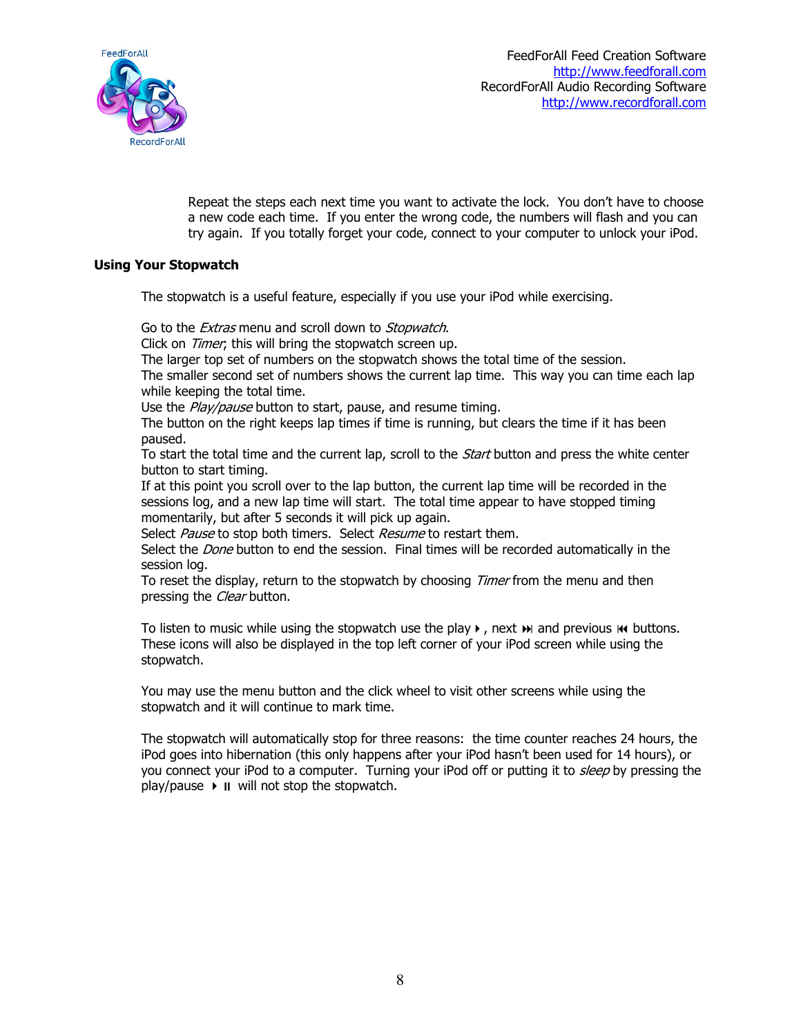Repeat the steps each next time you want to activate the lock. You don't have to choose a new code each time. If you enter the wrong code, the numbers will flash and you can try again. If you totally forget your code, connect to your computer to unlock your iPod.

**Using Your Stopwatch**

The stopwatch is a useful feature, especially if you use your iPod while exercising.

Go to the *Extras* menu and scroll down to *Stopwatch*.
Click on *Timer*; this will bring the stopwatch screen up.
The larger top set of numbers on the stopwatch shows the total time of the session.
The smaller second set of numbers shows the current lap time. This way you can time each lap while keeping the total time.
Use the *Play/pause* button to start, pause, and resume timing.
The button on the right keeps lap times if time is running, but clears the time if it has been paused.
To start the total time and the current lap, scroll to the *Start* button and press the white center button to start timing.
If at this point you scroll over to the lap button, the current lap time will be recorded in the sessions log, and a new lap time will start. The total time appear to have stopped timing momentarily, but after 5 seconds it will pick up again.
Select *Pause* to stop both timers. Select *Resume* to restart them.
Select the *Done* button to end the session. Final times will be recorded automatically in the session log.
To reset the display, return to the stopwatch by choosing *Timer* from the menu and then pressing the *Clear* button.

To listen to music while using the stopwatch use the play ▸, next ⏭ and previous ⏮ buttons. These icons will also be displayed in the top left corner of your iPod screen while using the stopwatch.

You may use the menu button and the click wheel to visit other screens while using the stopwatch and it will continue to mark time.

The stopwatch will automatically stop for three reasons: the time counter reaches 24 hours, the iPod goes into hibernation (this only happens after your iPod hasn't been used for 14 hours), or you connect your iPod to a computer. Turning your iPod off or putting it to *sleep* by pressing the play/pause ▸ ⏸ will not stop the stopwatch.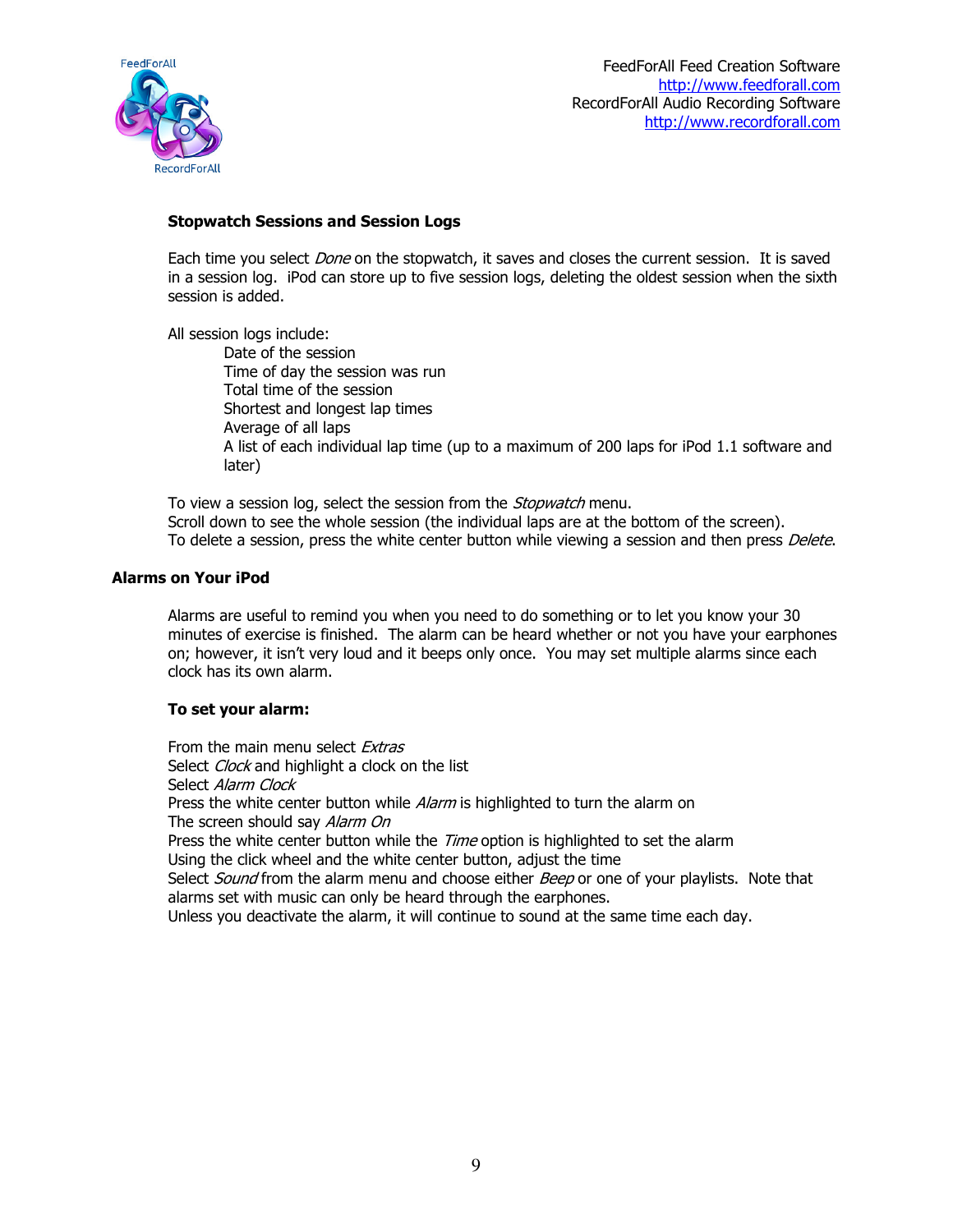### Stopwatch Sessions and Session Logs

Each time you select *Done* on the stopwatch, it saves and closes the current session. It is saved in a session log. iPod can store up to five session logs, deleting the oldest session when the sixth session is added.

All session logs include:

- Date of the session
- Time of day the session was run
- Total time of the session
- Shortest and longest lap times
- Average of all laps
- A list of each individual lap time (up to a maximum of 200 laps for iPod 1.1 software and later)

To view a session log, select the session from the *Stopwatch* menu.
Scroll down to see the whole session (the individual laps are at the bottom of the screen).
To delete a session, press the white center button while viewing a session and then press *Delete*.

## Alarms on Your iPod

Alarms are useful to remind you when you need to do something or to let you know your 30 minutes of exercise is finished. The alarm can be heard whether or not you have your earphones on; however, it isn't very loud and it beeps only once. You may set multiple alarms since each clock has its own alarm.

### To set your alarm:

From the main menu select *Extras*
Select *Clock* and highlight a clock on the list
Select *Alarm Clock*
Press the white center button while *Alarm* is highlighted to turn the alarm on
The screen should say *Alarm On*
Press the white center button while the *Time* option is highlighted to set the alarm
Using the click wheel and the white center button, adjust the time
Select *Sound* from the alarm menu and choose either *Beep* or one of your playlists. Note that alarms set with music can only be heard through the earphones.
Unless you deactivate the alarm, it will continue to sound at the same time each day.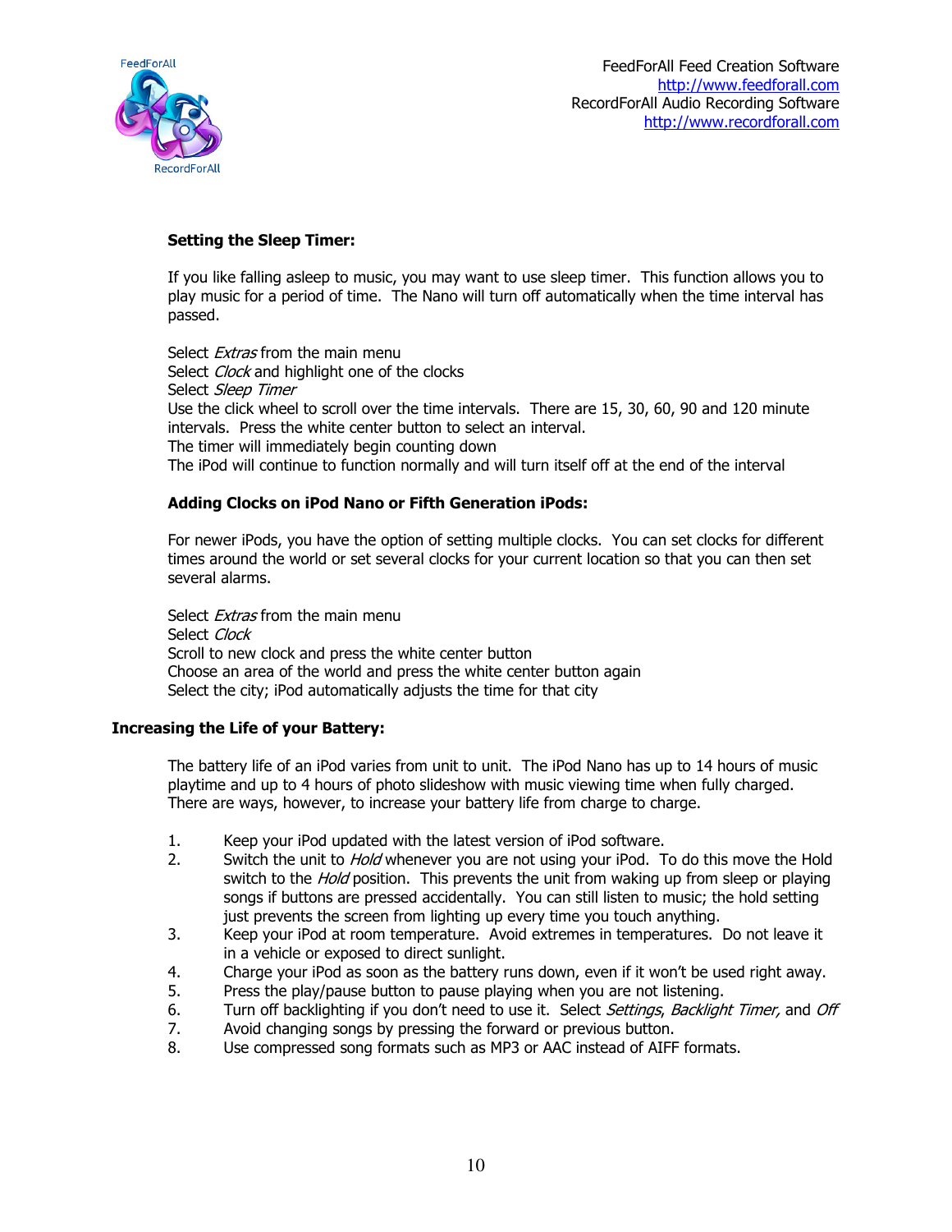### Setting the Sleep Timer:

If you like falling asleep to music, you may want to use sleep timer. This function allows you to play music for a period of time. The Nano will turn off automatically when the time interval has passed.

Select *Extras* from the main menu
Select *Clock* and highlight one of the clocks
Select *Sleep Timer*
Use the click wheel to scroll over the time intervals. There are 15, 30, 60, 90 and 120 minute intervals. Press the white center button to select an interval.
The timer will immediately begin counting down
The iPod will continue to function normally and will turn itself off at the end of the interval

### Adding Clocks on iPod Nano or Fifth Generation iPods:

For newer iPods, you have the option of setting multiple clocks. You can set clocks for different times around the world or set several clocks for your current location so that you can then set several alarms.

Select *Extras* from the main menu
Select *Clock*
Scroll to new clock and press the white center button
Choose an area of the world and press the white center button again
Select the city; iPod automatically adjusts the time for that city

## Increasing the Life of your Battery:

The battery life of an iPod varies from unit to unit. The iPod Nano has up to 14 hours of music playtime and up to 4 hours of photo slideshow with music viewing time when fully charged. There are ways, however, to increase your battery life from charge to charge.

1. Keep your iPod updated with the latest version of iPod software.
2. Switch the unit to *Hold* whenever you are not using your iPod. To do this move the Hold switch to the *Hold* position. This prevents the unit from waking up from sleep or playing songs if buttons are pressed accidentally. You can still listen to music; the hold setting just prevents the screen from lighting up every time you touch anything.
3. Keep your iPod at room temperature. Avoid extremes in temperatures. Do not leave it in a vehicle or exposed to direct sunlight.
4. Charge your iPod as soon as the battery runs down, even if it won't be used right away.
5. Press the play/pause button to pause playing when you are not listening.
6. Turn off backlighting if you don't need to use it. Select *Settings*, *Backlight Timer,* and *Off*
7. Avoid changing songs by pressing the forward or previous button.
8. Use compressed song formats such as MP3 or AAC instead of AIFF formats.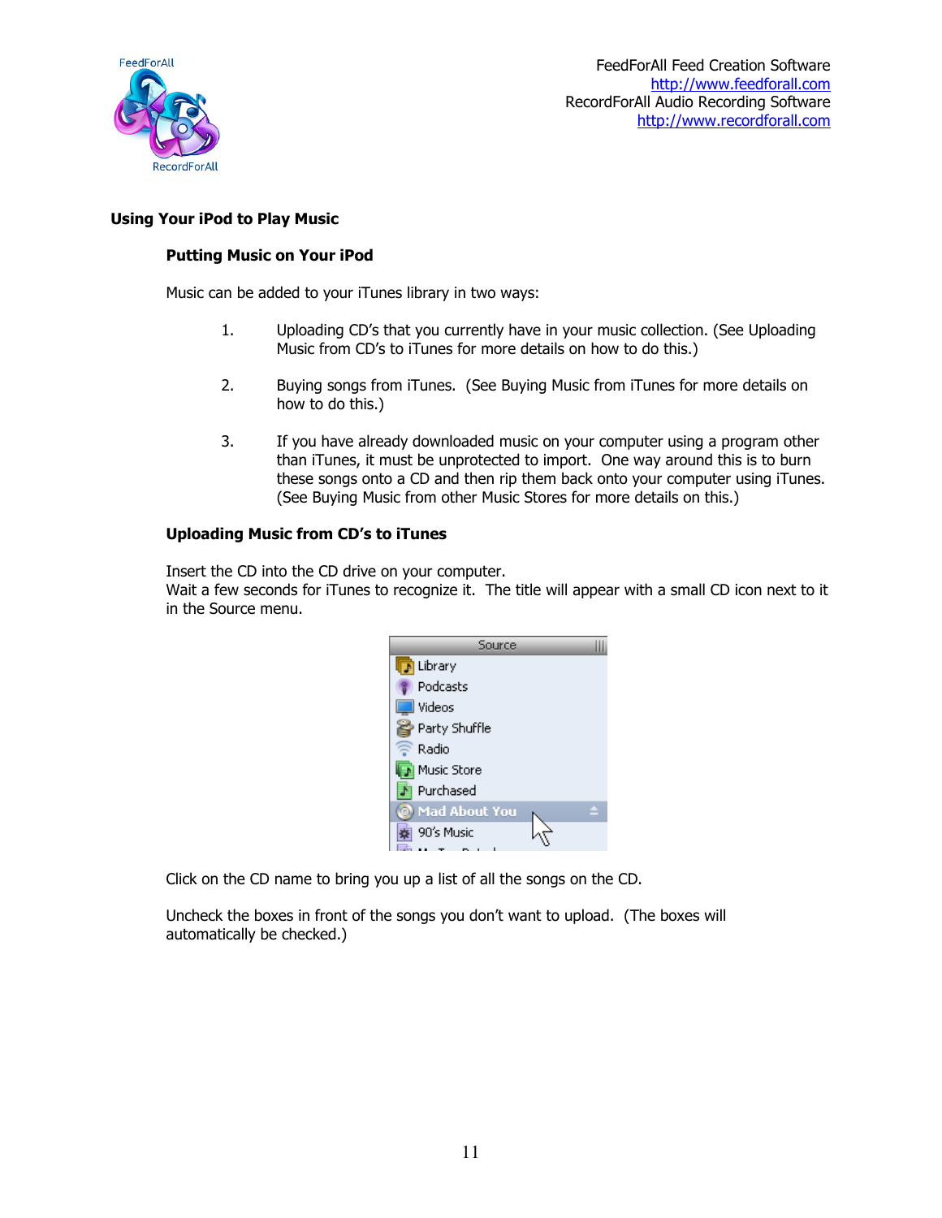## Using Your iPod to Play Music

### Putting Music on Your iPod

Music can be added to your iTunes library in two ways:

1. Uploading CD's that you currently have in your music collection. (See Uploading Music from CD's to iTunes for more details on how to do this.)

2. Buying songs from iTunes. (See Buying Music from iTunes for more details on how to do this.)

3. If you have already downloaded music on your computer using a program other than iTunes, it must be unprotected to import. One way around this is to burn these songs onto a CD and then rip them back onto your computer using iTunes. (See Buying Music from other Music Stores for more details on this.)

### Uploading Music from CD's to iTunes

Insert the CD into the CD drive on your computer.
Wait a few seconds for iTunes to recognize it. The title will appear with a small CD icon next to it in the Source menu.

Click on the CD name to bring you up a list of all the songs on the CD.

Uncheck the boxes in front of the songs you don't want to upload. (The boxes will automatically be checked.)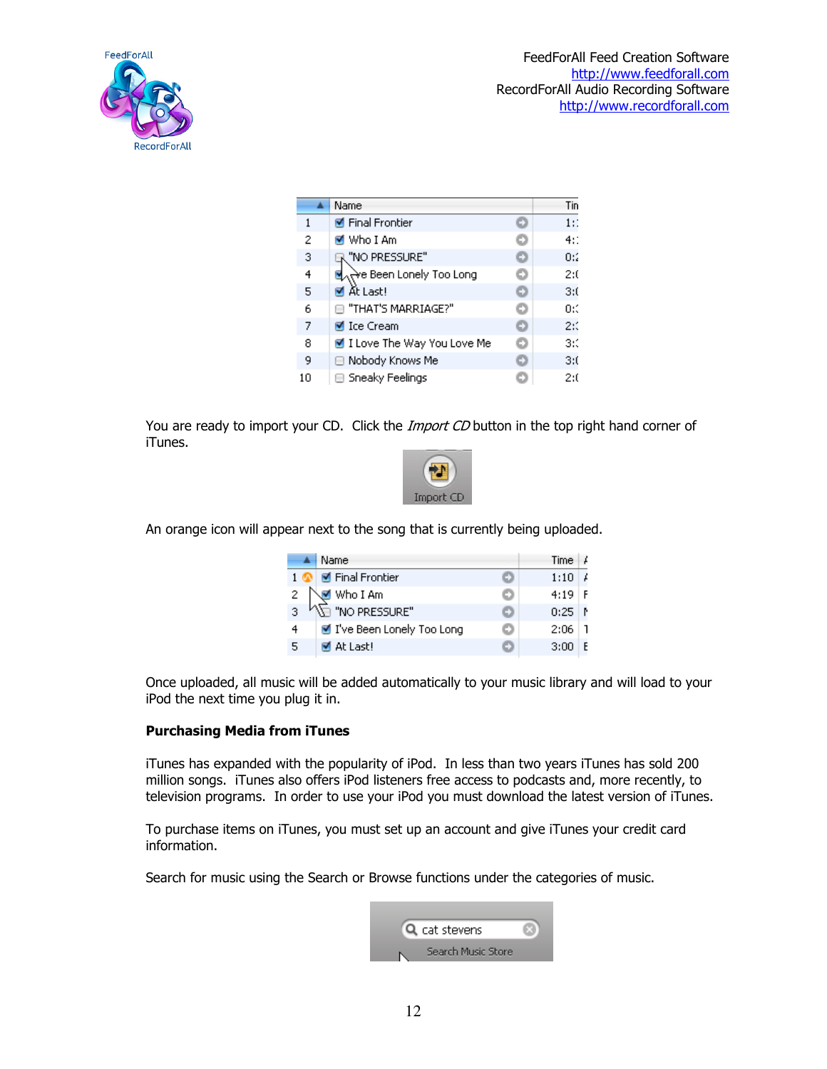You are ready to import your CD. Click the *Import CD* button in the top right hand corner of iTunes.

An orange icon will appear next to the song that is currently being uploaded.

Once uploaded, all music will be added automatically to your music library and will load to your iPod the next time you plug it in.

**Purchasing Media from iTunes**

iTunes has expanded with the popularity of iPod. In less than two years iTunes has sold 200 million songs. iTunes also offers iPod listeners free access to podcasts and, more recently, to television programs. In order to use your iPod you must download the latest version of iTunes.

To purchase items on iTunes, you must set up an account and give iTunes your credit card information.

Search for music using the Search or Browse functions under the categories of music.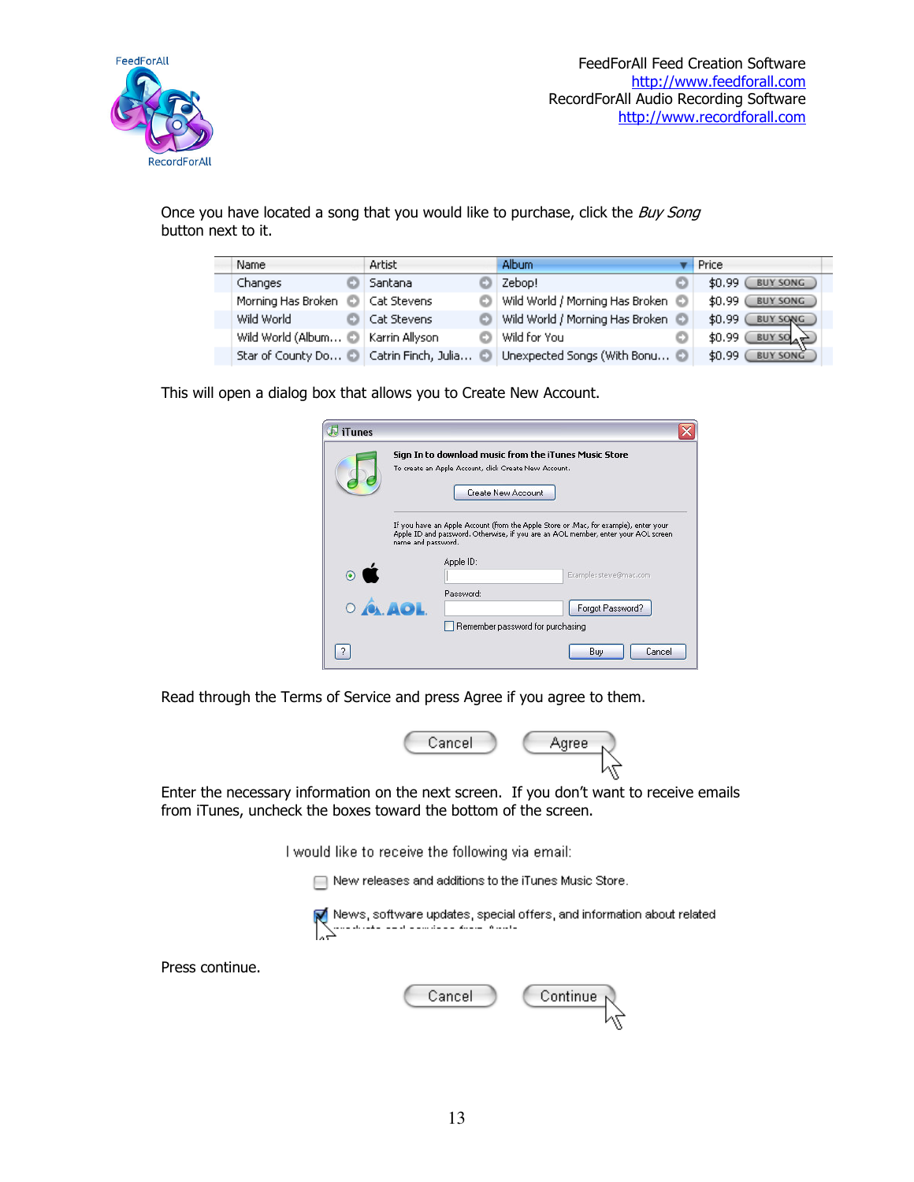Once you have located a song that you would like to purchase, click the *Buy Song* button next to it.

| Name | Artist | Album | Price |
|---|---|---|---|
| Changes | Santana | Zebop! | $0.99 BUY SONG |
| Morning Has Broken | Cat Stevens | Wild World / Morning Has Broken | $0.99 BUY SONG |
| Wild World | Cat Stevens | Wild World / Morning Has Broken | $0.99 BUY SONG |
| Wild World (Album... | Karrin Allyson | Wild for You | $0.99 BUY SONG |
| Star of County Do... | Catrin Finch, Julia... | Unexpected Songs (With Bonu... | $0.99 BUY SONG |

This will open a dialog box that allows you to Create New Account.

iTunes

**Sign In to download music from the iTunes Music Store**

To create an Apple Account, click Create New Account.

Create New Account

If you have an Apple Account (from the Apple Store or .Mac, for example), enter your Apple ID and password. Otherwise, if you are an AOL member, enter your AOL screen name and password.

Apple ID: Example: steve@mac.com

Password: Forgot Password?

Remember password for purchasing

Buy Cancel

Read through the Terms of Service and press Agree if you agree to them.

Cancel Agree

Enter the necessary information on the next screen. If you don't want to receive emails from iTunes, uncheck the boxes toward the bottom of the screen.

I would like to receive the following via email:

- [ ] New releases and additions to the iTunes Music Store.
- [x] News, software updates, special offers, and information about related products and services from Apple

Press continue.

Cancel Continue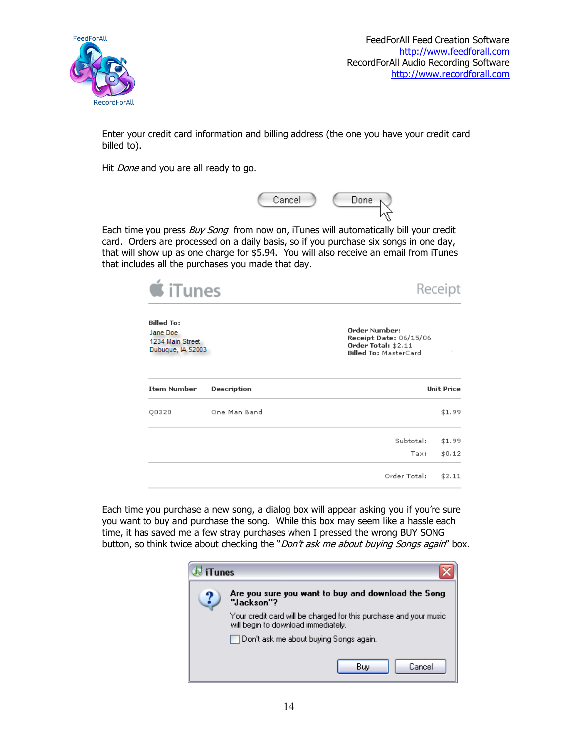Enter your credit card information and billing address (the one you have your credit card billed to).

Hit *Done* and you are all ready to go.

Cancel Done

Each time you press *Buy Song* from now on, iTunes will automatically bill your credit card. Orders are processed on a daily basis, so if you purchase six songs in one day, that will show up as one charge for $5.94. You will also receive an email from iTunes that includes all the purchases you made that day.

iTunes Receipt

**Billed To:**
Jane Doe
1234 Main Street
Dubuque, IA 52003

**Order Number:**
**Receipt Date:** 06/15/06
**Order Total:** $2.11
**Billed To:** MasterCard

| Item Number | Description | Unit Price |
|---|---|---|
| Q0320 | One Man Band | $1.99 |
| | Subtotal: | $1.99 |
| | Tax: | $0.12 |
| | Order Total: | $2.11 |

Each time you purchase a new song, a dialog box will appear asking you if you're sure you want to buy and purchase the song. While this box may seem like a hassle each time, it has saved me a few stray purchases when I pressed the wrong BUY SONG button, so think twice about checking the "*Don't ask me about buying Songs again*" box.

iTunes

**Are you sure you want to buy and download the Song "Jackson"?**

Your credit card will be charged for this purchase and your music will begin to download immediately.

☐ Don't ask me about buying Songs again.

Buy Cancel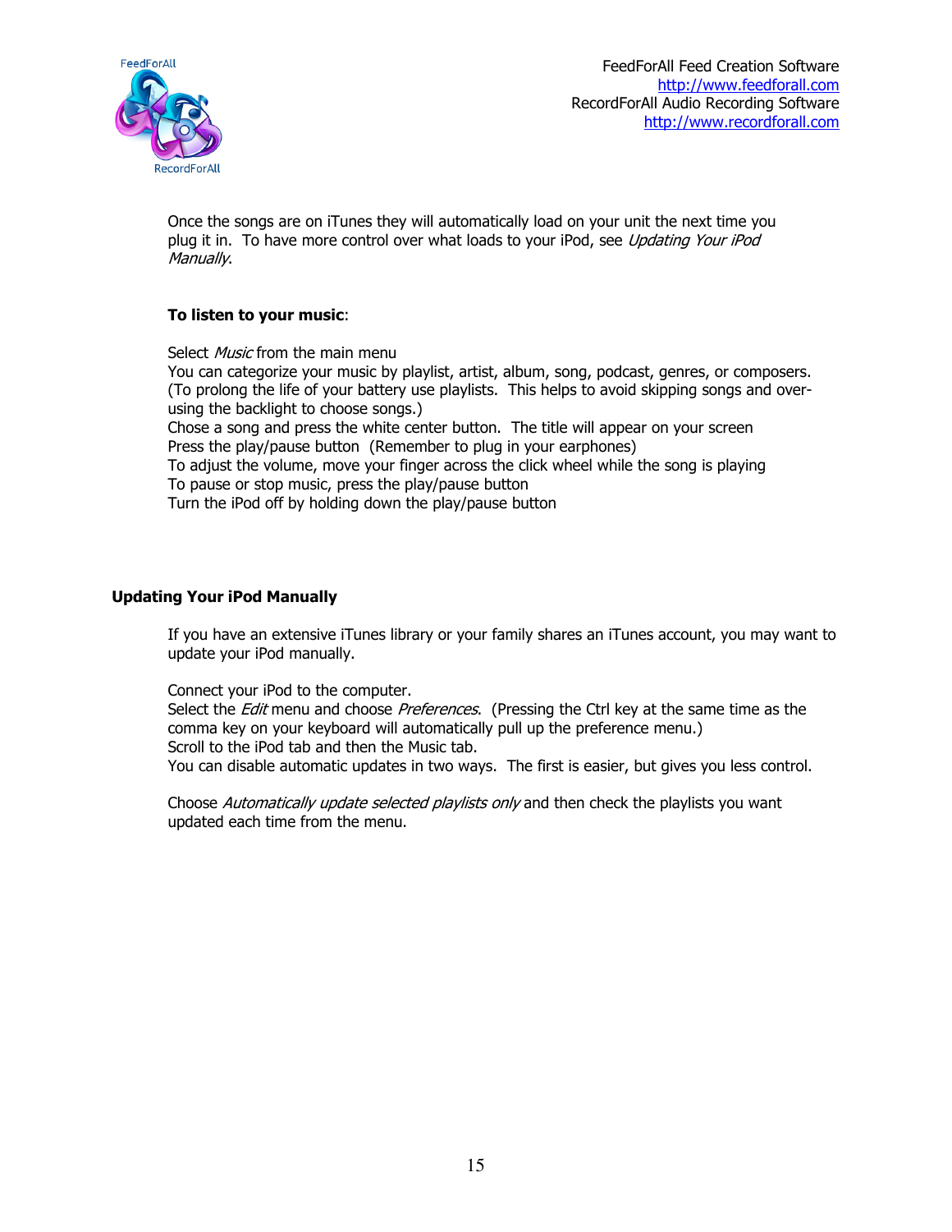Once the songs are on iTunes they will automatically load on your unit the next time you plug it in. To have more control over what loads to your iPod, see *Updating Your iPod Manually*.

**To listen to your music**:

Select *Music* from the main menu
You can categorize your music by playlist, artist, album, song, podcast, genres, or composers. (To prolong the life of your battery use playlists. This helps to avoid skipping songs and over-using the backlight to choose songs.)
Chose a song and press the white center button. The title will appear on your screen
Press the play/pause button (Remember to plug in your earphones)
To adjust the volume, move your finger across the click wheel while the song is playing
To pause or stop music, press the play/pause button
Turn the iPod off by holding down the play/pause button

## Updating Your iPod Manually

If you have an extensive iTunes library or your family shares an iTunes account, you may want to update your iPod manually.

Connect your iPod to the computer.
Select the *Edit* menu and choose *Preferences*. (Pressing the Ctrl key at the same time as the comma key on your keyboard will automatically pull up the preference menu.)
Scroll to the iPod tab and then the Music tab.
You can disable automatic updates in two ways. The first is easier, but gives you less control.

Choose *Automatically update selected playlists only* and then check the playlists you want updated each time from the menu.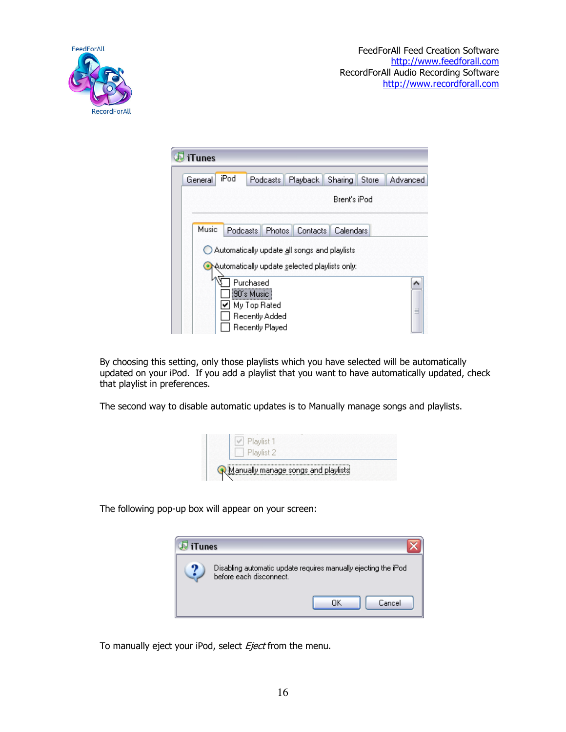By choosing this setting, only those playlists which you have selected will be automatically updated on your iPod. If you add a playlist that you want to have automatically updated, check that playlist in preferences.

The second way to disable automatic updates is to Manually manage songs and playlists.

The following pop-up box will appear on your screen:

To manually eject your iPod, select *Eject* from the menu.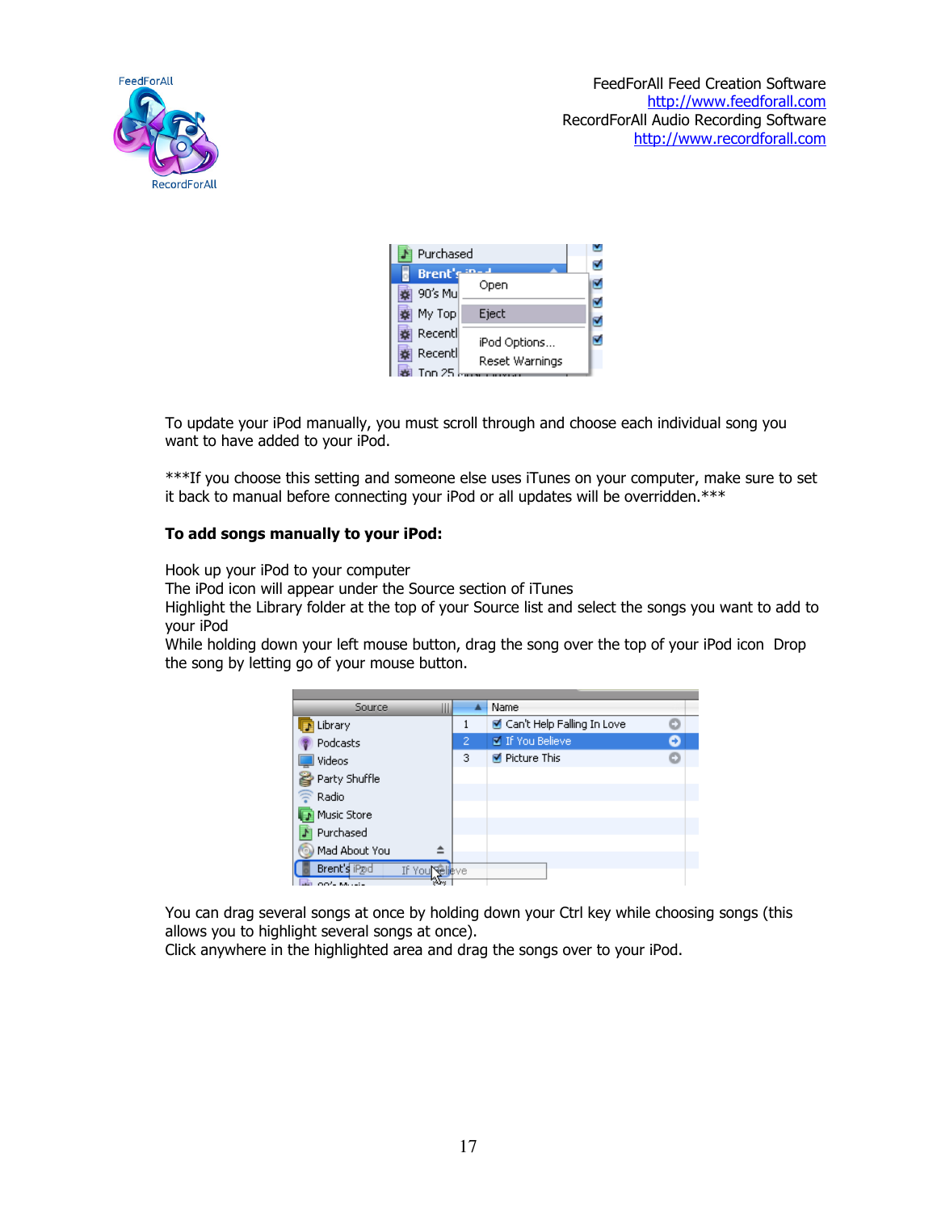To update your iPod manually, you must scroll through and choose each individual song you want to have added to your iPod.

***If you choose this setting and someone else uses iTunes on your computer, make sure to set it back to manual before connecting your iPod or all updates will be overridden.***

**To add songs manually to your iPod:**

Hook up your iPod to your computer
The iPod icon will appear under the Source section of iTunes
Highlight the Library folder at the top of your Source list and select the songs you want to add to your iPod
While holding down your left mouse button, drag the song over the top of your iPod icon Drop the song by letting go of your mouse button.

You can drag several songs at once by holding down your Ctrl key while choosing songs (this allows you to highlight several songs at once).
Click anywhere in the highlighted area and drag the songs over to your iPod.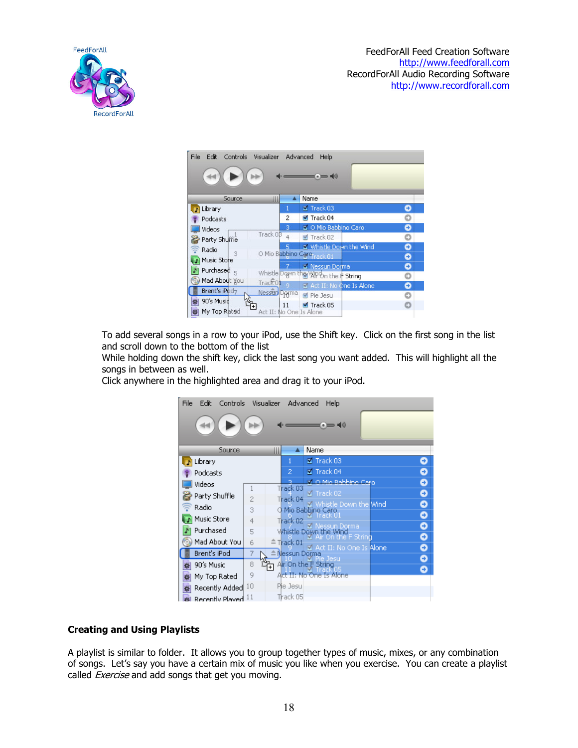To add several songs in a row to your iPod, use the Shift key. Click on the first song in the list and scroll down to the bottom of the list

While holding down the shift key, click the last song you want added. This will highlight all the songs in between as well.

Click anywhere in the highlighted area and drag it to your iPod.

**Creating and Using Playlists**

A playlist is similar to folder. It allows you to group together types of music, mixes, or any combination of songs. Let's say you have a certain mix of music you like when you exercise. You can create a playlist called *Exercise* and add songs that get you moving.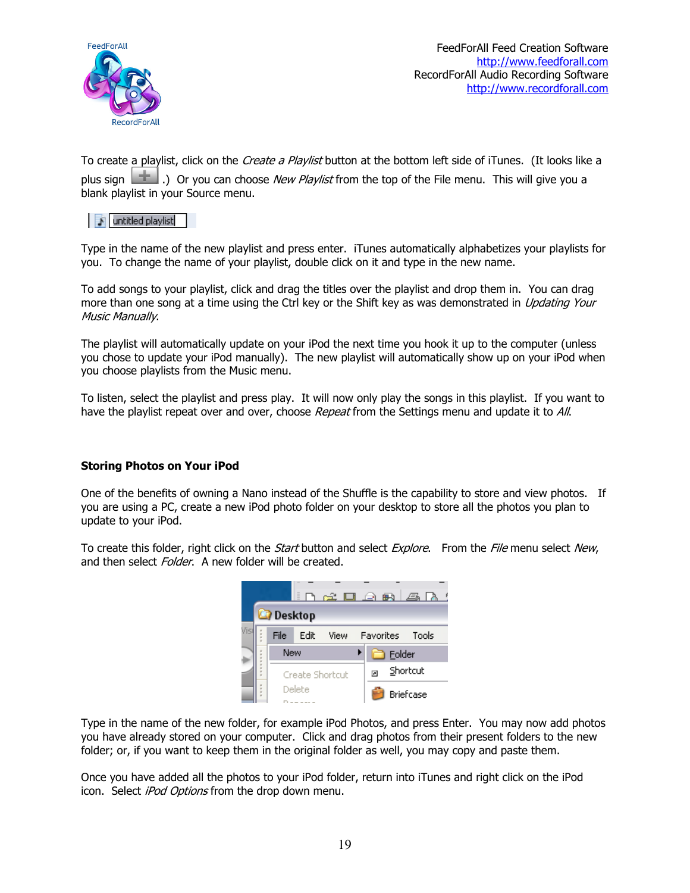To create a playlist, click on the *Create a Playlist* button at the bottom left side of iTunes. (It looks like a plus sign .) Or you can choose *New Playlist* from the top of the File menu. This will give you a blank playlist in your Source menu.

Type in the name of the new playlist and press enter. iTunes automatically alphabetizes your playlists for you. To change the name of your playlist, double click on it and type in the new name.

To add songs to your playlist, click and drag the titles over the playlist and drop them in. You can drag more than one song at a time using the Ctrl key or the Shift key as was demonstrated in *Updating Your Music Manually*.

The playlist will automatically update on your iPod the next time you hook it up to the computer (unless you chose to update your iPod manually). The new playlist will automatically show up on your iPod when you choose playlists from the Music menu.

To listen, select the playlist and press play. It will now only play the songs in this playlist. If you want to have the playlist repeat over and over, choose *Repeat* from the Settings menu and update it to *All*.

**Storing Photos on Your iPod**

One of the benefits of owning a Nano instead of the Shuffle is the capability to store and view photos. If you are using a PC, create a new iPod photo folder on your desktop to store all the photos you plan to update to your iPod.

To create this folder, right click on the *Start* button and select *Explore*. From the *File* menu select *New*, and then select *Folder*. A new folder will be created.

Type in the name of the new folder, for example iPod Photos, and press Enter. You may now add photos you have already stored on your computer. Click and drag photos from their present folders to the new folder; or, if you want to keep them in the original folder as well, you may copy and paste them.

Once you have added all the photos to your iPod folder, return into iTunes and right click on the iPod icon. Select *iPod Options* from the drop down menu.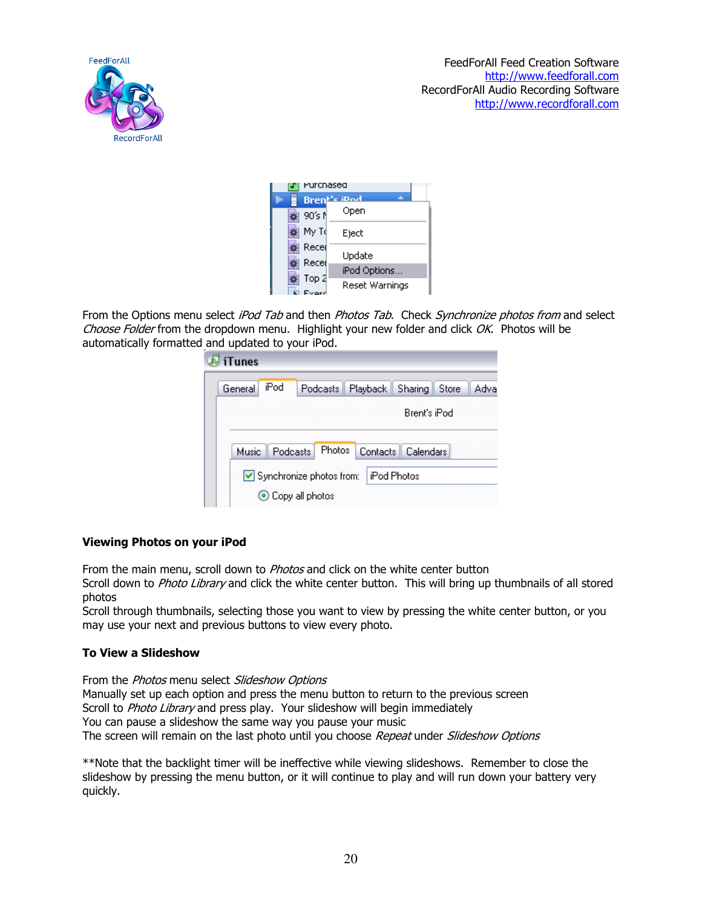From the Options menu select *iPod Tab* and then *Photos Tab*. Check *Synchronize photos from* and select *Choose Folder* from the dropdown menu. Highlight your new folder and click *OK*. Photos will be automatically formatted and updated to your iPod.

**Viewing Photos on your iPod**

From the main menu, scroll down to *Photos* and click on the white center button
Scroll down to *Photo Library* and click the white center button. This will bring up thumbnails of all stored photos
Scroll through thumbnails, selecting those you want to view by pressing the white center button, or you may use your next and previous buttons to view every photo.

**To View a Slideshow**

From the *Photos* menu select *Slideshow Options*
Manually set up each option and press the menu button to return to the previous screen
Scroll to *Photo Library* and press play. Your slideshow will begin immediately
You can pause a slideshow the same way you pause your music
The screen will remain on the last photo until you choose *Repeat* under *Slideshow Options*

**Note that the backlight timer will be ineffective while viewing slideshows. Remember to close the slideshow by pressing the menu button, or it will continue to play and will run down your battery very quickly.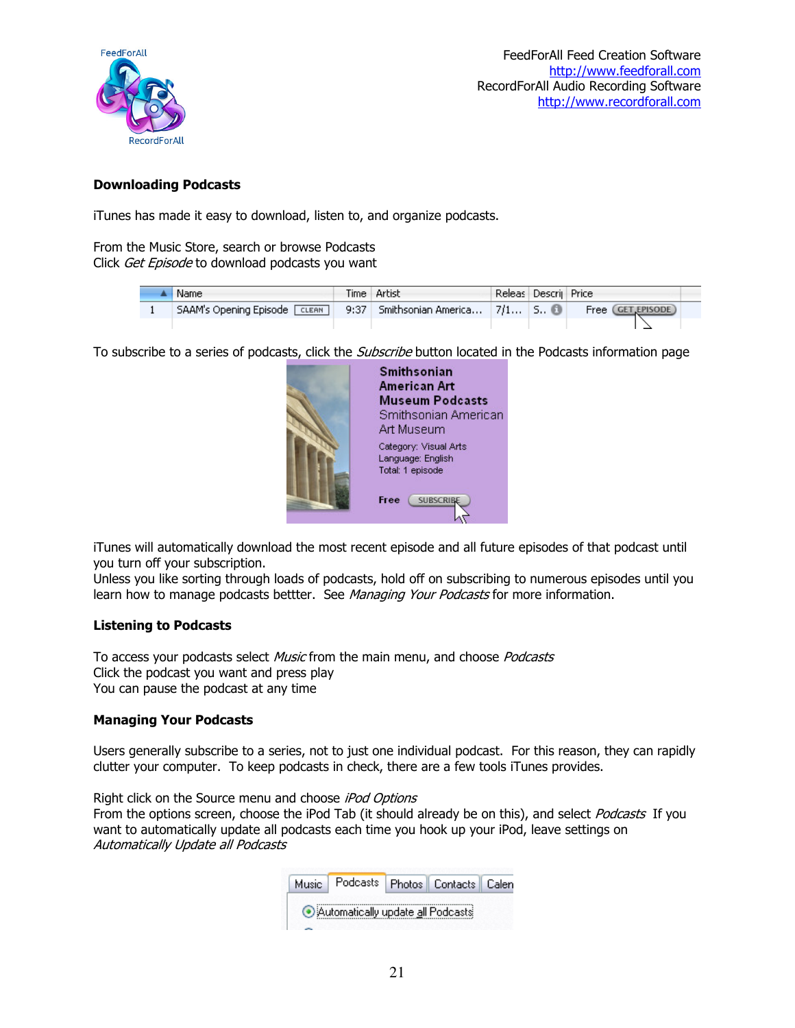**Downloading Podcasts**

iTunes has made it easy to download, listen to, and organize podcasts.

From the Music Store, search or browse Podcasts
Click *Get Episode* to download podcasts you want

To subscribe to a series of podcasts, click the *Subscribe* button located in the Podcasts information page

iTunes will automatically download the most recent episode and all future episodes of that podcast until you turn off your subscription.
Unless you like sorting through loads of podcasts, hold off on subscribing to numerous episodes until you learn how to manage podcasts bettter. See *Managing Your Podcasts* for more information.

**Listening to Podcasts**

To access your podcasts select *Music* from the main menu, and choose *Podcasts*
Click the podcast you want and press play
You can pause the podcast at any time

**Managing Your Podcasts**

Users generally subscribe to a series, not to just one individual podcast. For this reason, they can rapidly clutter your computer. To keep podcasts in check, there are a few tools iTunes provides.

Right click on the Source menu and choose *iPod Options*
From the options screen, choose the iPod Tab (it should already be on this), and select *Podcasts* If you want to automatically update all podcasts each time you hook up your iPod, leave settings on *Automatically Update all Podcasts*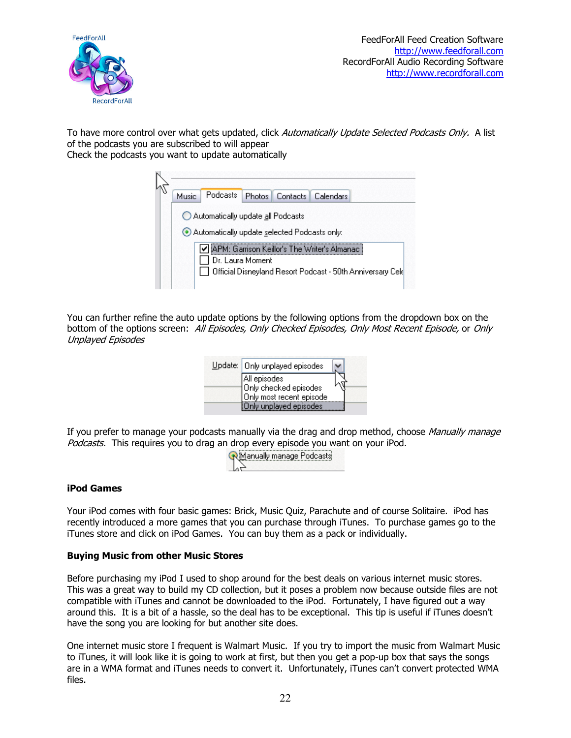To have more control over what gets updated, click *Automatically Update Selected Podcasts Only.* A list of the podcasts you are subscribed to will appear
Check the podcasts you want to update automatically

You can further refine the auto update options by the following options from the dropdown box on the bottom of the options screen: *All Episodes, Only Checked Episodes, Only Most Recent Episode,* or *Only Unplayed Episodes*

If you prefer to manage your podcasts manually via the drag and drop method, choose *Manually manage Podcasts.* This requires you to drag an drop every episode you want on your iPod.

**iPod Games**

Your iPod comes with four basic games: Brick, Music Quiz, Parachute and of course Solitaire. iPod has recently introduced a more games that you can purchase through iTunes. To purchase games go to the iTunes store and click on iPod Games. You can buy them as a pack or individually.

**Buying Music from other Music Stores**

Before purchasing my iPod I used to shop around for the best deals on various internet music stores. This was a great way to build my CD collection, but it poses a problem now because outside files are not compatible with iTunes and cannot be downloaded to the iPod. Fortunately, I have figured out a way around this. It is a bit of a hassle, so the deal has to be exceptional. This tip is useful if iTunes doesn't have the song you are looking for but another site does.

One internet music store I frequent is Walmart Music. If you try to import the music from Walmart Music to iTunes, it will look like it is going to work at first, but then you get a pop-up box that says the songs are in a WMA format and iTunes needs to convert it. Unfortunately, iTunes can't convert protected WMA files.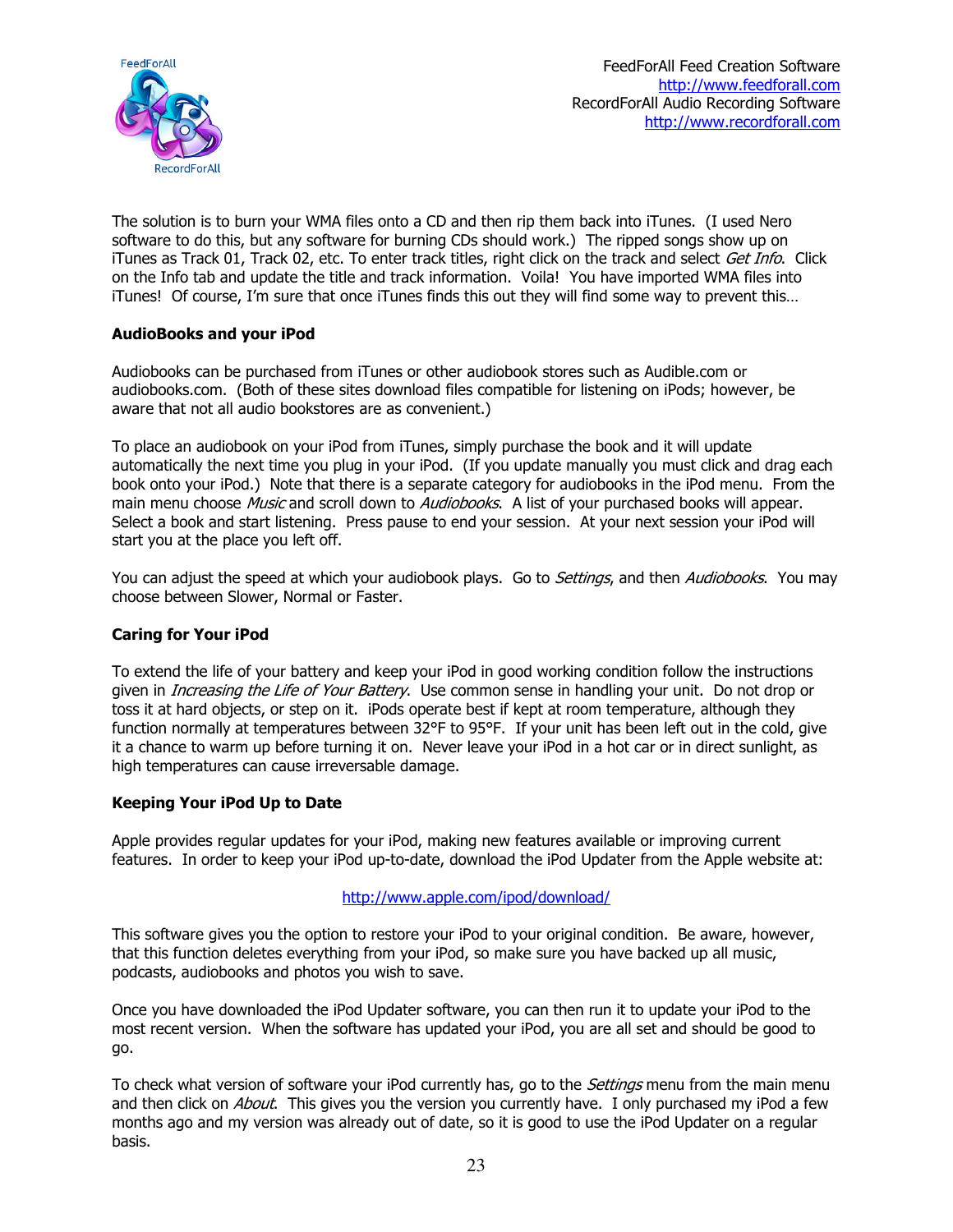The solution is to burn your WMA files onto a CD and then rip them back into iTunes. (I used Nero software to do this, but any software for burning CDs should work.) The ripped songs show up on iTunes as Track 01, Track 02, etc. To enter track titles, right click on the track and select *Get Info*. Click on the Info tab and update the title and track information. Voila! You have imported WMA files into iTunes! Of course, I'm sure that once iTunes finds this out they will find some way to prevent this…

**AudioBooks and your iPod**

Audiobooks can be purchased from iTunes or other audiobook stores such as Audible.com or audiobooks.com. (Both of these sites download files compatible for listening on iPods; however, be aware that not all audio bookstores are as convenient.)

To place an audiobook on your iPod from iTunes, simply purchase the book and it will update automatically the next time you plug in your iPod. (If you update manually you must click and drag each book onto your iPod.) Note that there is a separate category for audiobooks in the iPod menu. From the main menu choose *Music* and scroll down to *Audiobooks*. A list of your purchased books will appear. Select a book and start listening. Press pause to end your session. At your next session your iPod will start you at the place you left off.

You can adjust the speed at which your audiobook plays. Go to *Settings*, and then *Audiobooks*. You may choose between Slower, Normal or Faster.

**Caring for Your iPod**

To extend the life of your battery and keep your iPod in good working condition follow the instructions given in *Increasing the Life of Your Battery*. Use common sense in handling your unit. Do not drop or toss it at hard objects, or step on it. iPods operate best if kept at room temperature, although they function normally at temperatures between 32°F to 95°F. If your unit has been left out in the cold, give it a chance to warm up before turning it on. Never leave your iPod in a hot car or in direct sunlight, as high temperatures can cause irreversable damage.

**Keeping Your iPod Up to Date**

Apple provides regular updates for your iPod, making new features available or improving current features. In order to keep your iPod up-to-date, download the iPod Updater from the Apple website at:

http://www.apple.com/ipod/download/

This software gives you the option to restore your iPod to your original condition. Be aware, however, that this function deletes everything from your iPod, so make sure you have backed up all music, podcasts, audiobooks and photos you wish to save.

Once you have downloaded the iPod Updater software, you can then run it to update your iPod to the most recent version. When the software has updated your iPod, you are all set and should be good to go.

To check what version of software your iPod currently has, go to the *Settings* menu from the main menu and then click on *About*. This gives you the version you currently have. I only purchased my iPod a few months ago and my version was already out of date, so it is good to use the iPod Updater on a regular basis.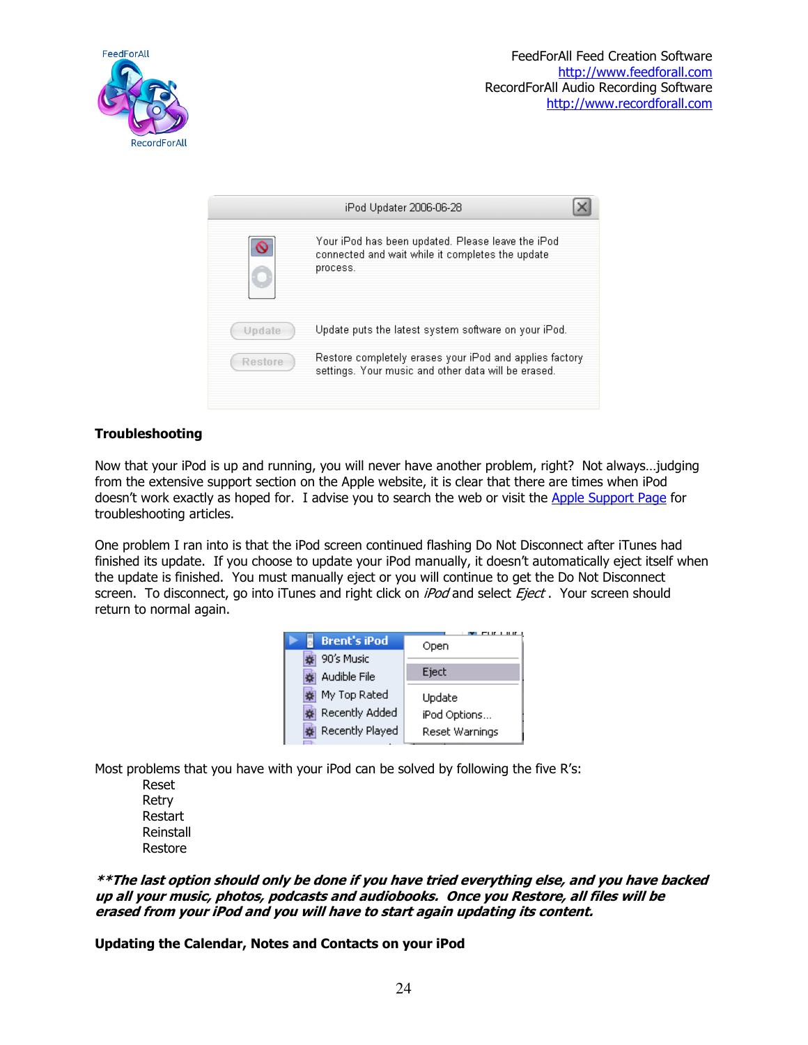FeedForAll Feed Creation Software
http://www.feedforall.com
RecordForAll Audio Recording Software
http://www.recordforall.com

## Troubleshooting

Now that your iPod is up and running, you will never have another problem, right? Not always…judging from the extensive support section on the Apple website, it is clear that there are times when iPod doesn't work exactly as hoped for. I advise you to search the web or visit the Apple Support Page for troubleshooting articles.

One problem I ran into is that the iPod screen continued flashing Do Not Disconnect after iTunes had finished its update. If you choose to update your iPod manually, it doesn't automatically eject itself when the update is finished. You must manually eject or you will continue to get the Do Not Disconnect screen. To disconnect, go into iTunes and right click on *iPod* and select *Eject*. Your screen should return to normal again.

Most problems that you have with your iPod can be solved by following the five R's:

- Reset
- Retry
- Restart
- Reinstall
- Restore

***\*\*The last option should only be done if you have tried everything else, and you have backed up all your music, photos, podcasts and audiobooks. Once you Restore, all files will be erased from your iPod and you will have to start again updating its content.***

**Updating the Calendar, Notes and Contacts on your iPod**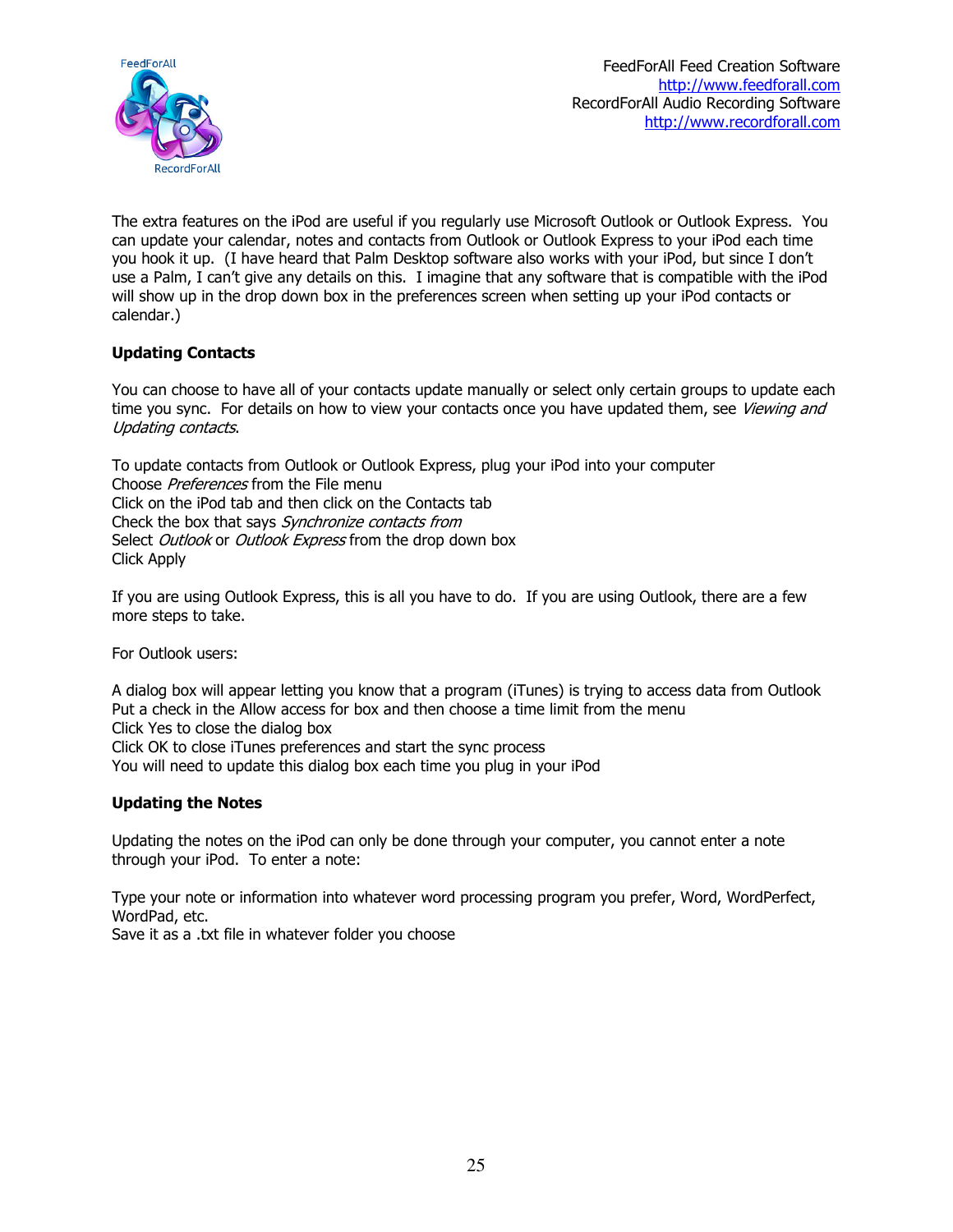The extra features on the iPod are useful if you regularly use Microsoft Outlook or Outlook Express. You can update your calendar, notes and contacts from Outlook or Outlook Express to your iPod each time you hook it up. (I have heard that Palm Desktop software also works with your iPod, but since I don't use a Palm, I can't give any details on this. I imagine that any software that is compatible with the iPod will show up in the drop down box in the preferences screen when setting up your iPod contacts or calendar.)

**Updating Contacts**

You can choose to have all of your contacts update manually or select only certain groups to update each time you sync. For details on how to view your contacts once you have updated them, see *Viewing and Updating contacts*.

To update contacts from Outlook or Outlook Express, plug your iPod into your computer
Choose *Preferences* from the File menu
Click on the iPod tab and then click on the Contacts tab
Check the box that says *Synchronize contacts from*
Select *Outlook* or *Outlook Express* from the drop down box
Click Apply

If you are using Outlook Express, this is all you have to do. If you are using Outlook, there are a few more steps to take.

For Outlook users:

A dialog box will appear letting you know that a program (iTunes) is trying to access data from Outlook
Put a check in the Allow access for box and then choose a time limit from the menu
Click Yes to close the dialog box
Click OK to close iTunes preferences and start the sync process
You will need to update this dialog box each time you plug in your iPod

**Updating the Notes**

Updating the notes on the iPod can only be done through your computer, you cannot enter a note through your iPod. To enter a note:

Type your note or information into whatever word processing program you prefer, Word, WordPerfect, WordPad, etc.
Save it as a .txt file in whatever folder you choose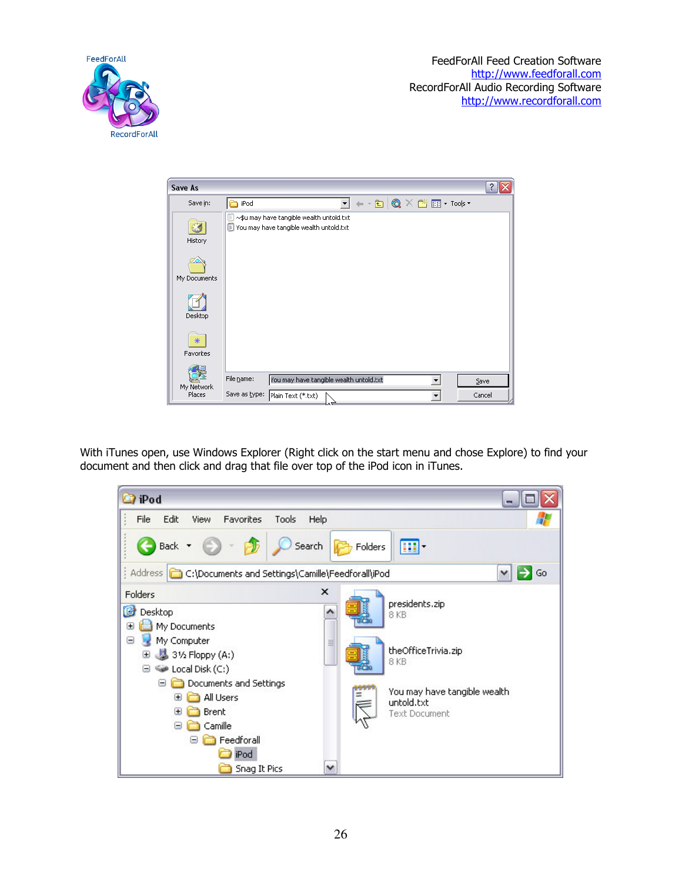With iTunes open, use Windows Explorer (Right click on the start menu and chose Explore) to find your document and then click and drag that file over top of the iPod icon in iTunes.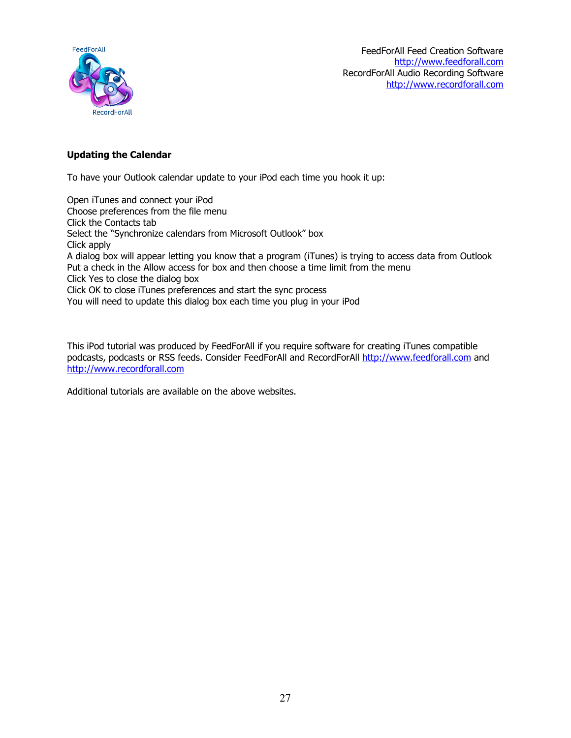## Updating the Calendar

To have your Outlook calendar update to your iPod each time you hook it up:

Open iTunes and connect your iPod
Choose preferences from the file menu
Click the Contacts tab
Select the "Synchronize calendars from Microsoft Outlook" box
Click apply
A dialog box will appear letting you know that a program (iTunes) is trying to access data from Outlook
Put a check in the Allow access for box and then choose a time limit from the menu
Click Yes to close the dialog box
Click OK to close iTunes preferences and start the sync process
You will need to update this dialog box each time you plug in your iPod

This iPod tutorial was produced by FeedForAll if you require software for creating iTunes compatible podcasts, podcasts or RSS feeds. Consider FeedForAll and RecordForAll http://www.feedforall.com and http://www.recordforall.com

Additional tutorials are available on the above websites.